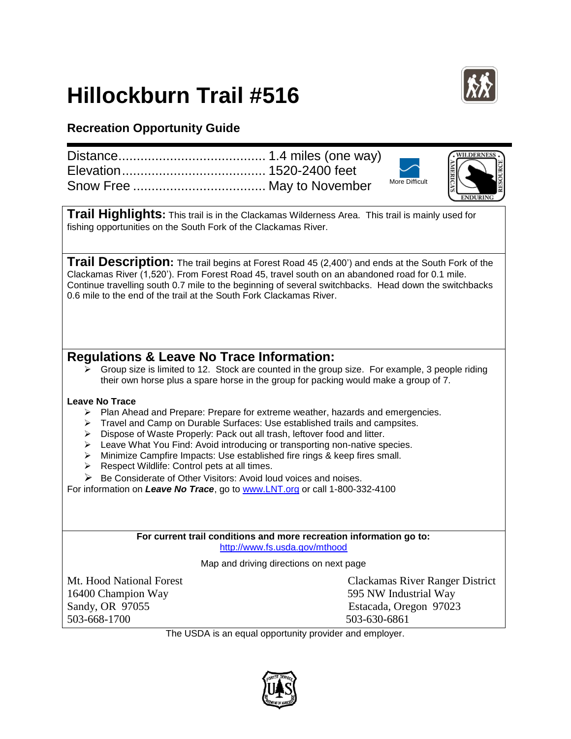# Hillockburn Trail #516

## Recreation Opportunity Guide

Distance........................................ 1.4 miles (one way)
Elevation....................................... 1520-2400 feet
Snow Free .................................... May to November

More Difficult

**Trail Highlights:** This trail is in the Clackamas Wilderness Area. This trail is mainly used for fishing opportunities on the South Fork of the Clackamas River.

**Trail Description:** The trail begins at Forest Road 45 (2,400') and ends at the South Fork of the Clackamas River (1,520'). From Forest Road 45, travel south on an abandoned road for 0.1 mile. Continue travelling south 0.7 mile to the beginning of several switchbacks. Head down the switchbacks 0.6 mile to the end of the trail at the South Fork Clackamas River.

## Regulations & Leave No Trace Information:

- Group size is limited to 12. Stock are counted in the group size. For example, 3 people riding their own horse plus a spare horse in the group for packing would make a group of 7.

**Leave No Trace**

- Plan Ahead and Prepare: Prepare for extreme weather, hazards and emergencies.
- Travel and Camp on Durable Surfaces: Use established trails and campsites.
- Dispose of Waste Properly: Pack out all trash, leftover food and litter.
- Leave What You Find: Avoid introducing or transporting non-native species.
- Minimize Campfire Impacts: Use established fire rings & keep fires small.
- Respect Wildlife: Control pets at all times.
- Be Considerate of Other Visitors: Avoid loud voices and noises.

For information on ***Leave No Trace***, go to [www.LNT.org](http://www.LNT.org) or call 1-800-332-4100

**For current trail conditions and more recreation information go to:**
[http://www.fs.usda.gov/mthood](http://www.fs.usda.gov/mthood)

Map and driving directions on next page

Mt. Hood National Forest
16400 Champion Way
Sandy, OR 97055
503-668-1700

Clackamas River Ranger District
595 NW Industrial Way
Estacada, Oregon 97023
503-630-6861

The USDA is an equal opportunity provider and employer.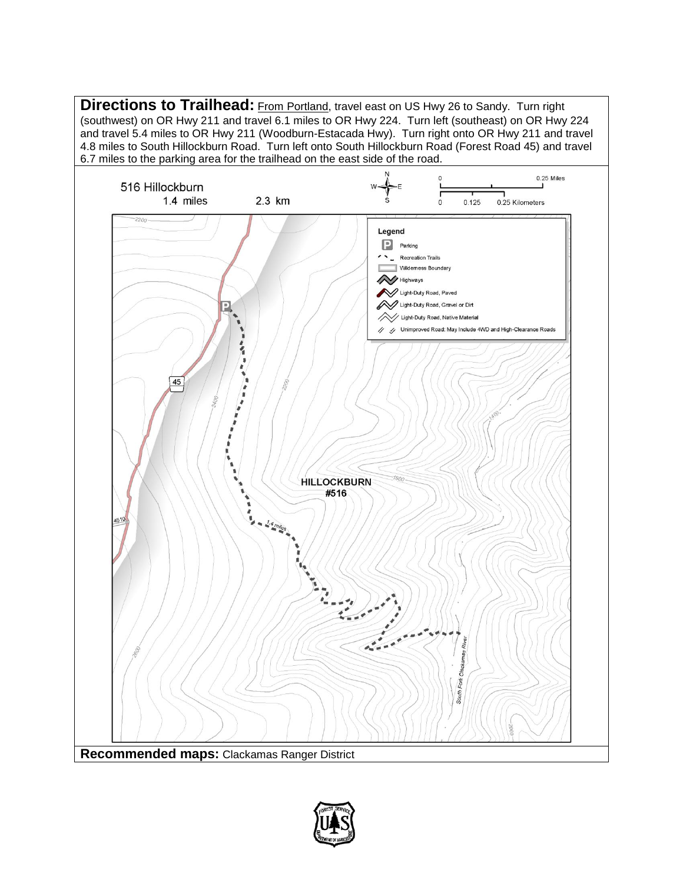**Directions to Trailhead:** From Portland, travel east on US Hwy 26 to Sandy. Turn right (southwest) on OR Hwy 211 and travel 6.1 miles to OR Hwy 224. Turn left (southeast) on OR Hwy 224 and travel 5.4 miles to OR Hwy 211 (Woodburn-Estacada Hwy). Turn right onto OR Hwy 211 and travel 4.8 miles to South Hillockburn Road. Turn left onto South Hillockburn Road (Forest Road 45) and travel 6.7 miles to the parking area for the trailhead on the east side of the road.

516 Hillockburn
1.4 miles 2.3 km

N W E S

0 0.25 Miles
0 0.125 0.25 Kilometers

Legend
Parking
Recreation Trails
Wilderness Boundary
Highways
Light-Duty Road, Paved
Light-Duty Road, Gravel or Dirt
Light-Duty Road, Native Material
Unimproved Road: May Include 4WD and High-Clearance Roads

HILLOCKBURN
#516

45
4510
1.4 miles
South Fork Clackamas River
2200
2400
2600
2800
1800
1400
2000

**Recommended maps:** Clackamas Ranger District